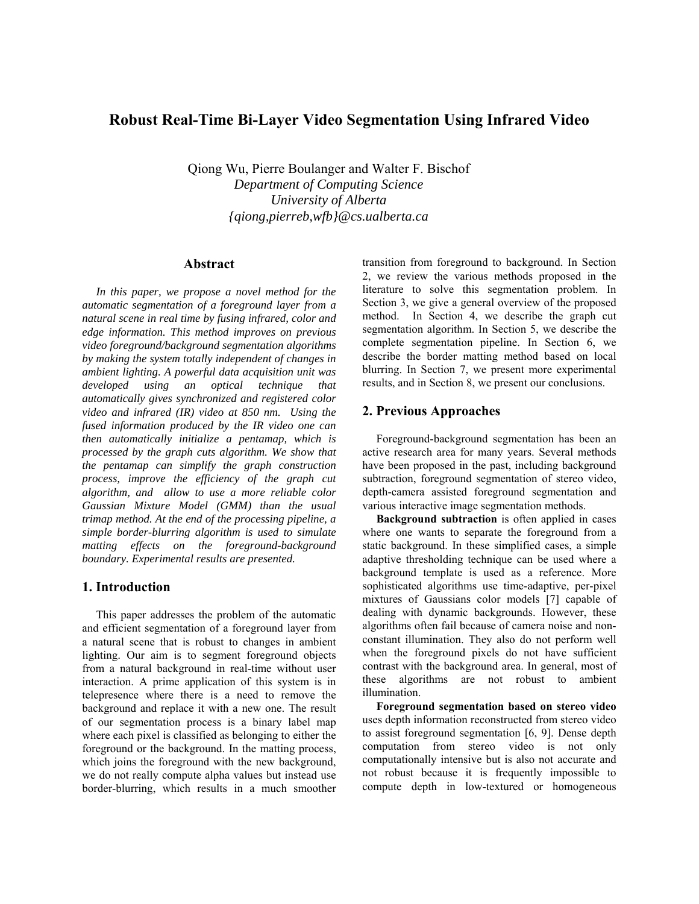# Robust Real-Time Bi-Layer Video Segmentation Using Infrared Video

Qiong Wu, Pierre Boulanger and Walter F. Bischof
*Department of Computing Science*
*University of Alberta*
*{qiong,pierreb,wfb}@cs.ualberta.ca*

## Abstract

*In this paper, we propose a novel method for the automatic segmentation of a foreground layer from a natural scene in real time by fusing infrared, color and edge information. This method improves on previous video foreground/background segmentation algorithms by making the system totally independent of changes in ambient lighting. A powerful data acquisition unit was developed using an optical technique that automatically gives synchronized and registered color video and infrared (IR) video at 850 nm. Using the fused information produced by the IR video one can then automatically initialize a pentamap, which is processed by the graph cuts algorithm. We show that the pentamap can simplify the graph construction process, improve the efficiency of the graph cut algorithm, and allow to use a more reliable color Gaussian Mixture Model (GMM) than the usual trimap method. At the end of the processing pipeline, a simple border-blurring algorithm is used to simulate matting effects on the foreground-background boundary. Experimental results are presented.*

## 1. Introduction

This paper addresses the problem of the automatic and efficient segmentation of a foreground layer from a natural scene that is robust to changes in ambient lighting. Our aim is to segment foreground objects from a natural background in real-time without user interaction. A prime application of this system is in telepresence where there is a need to remove the background and replace it with a new one. The result of our segmentation process is a binary label map where each pixel is classified as belonging to either the foreground or the background. In the matting process, which joins the foreground with the new background, we do not really compute alpha values but instead use border-blurring, which results in a much smoother transition from foreground to background. In Section 2, we review the various methods proposed in the literature to solve this segmentation problem. In Section 3, we give a general overview of the proposed method. In Section 4, we describe the graph cut segmentation algorithm. In Section 5, we describe the complete segmentation pipeline. In Section 6, we describe the border matting method based on local blurring. In Section 7, we present more experimental results, and in Section 8, we present our conclusions.

## 2. Previous Approaches

Foreground-background segmentation has been an active research area for many years. Several methods have been proposed in the past, including background subtraction, foreground segmentation of stereo video, depth-camera assisted foreground segmentation and various interactive image segmentation methods.

**Background subtraction** is often applied in cases where one wants to separate the foreground from a static background. In these simplified cases, a simple adaptive thresholding technique can be used where a background template is used as a reference. More sophisticated algorithms use time-adaptive, per-pixel mixtures of Gaussians color models [7] capable of dealing with dynamic backgrounds. However, these algorithms often fail because of camera noise and non-constant illumination. They also do not perform well when the foreground pixels do not have sufficient contrast with the background area. In general, most of these algorithms are not robust to ambient illumination.

**Foreground segmentation based on stereo video** uses depth information reconstructed from stereo video to assist foreground segmentation [6, 9]. Dense depth computation from stereo video is not only computationally intensive but is also not accurate and not robust because it is frequently impossible to compute depth in low-textured or homogeneous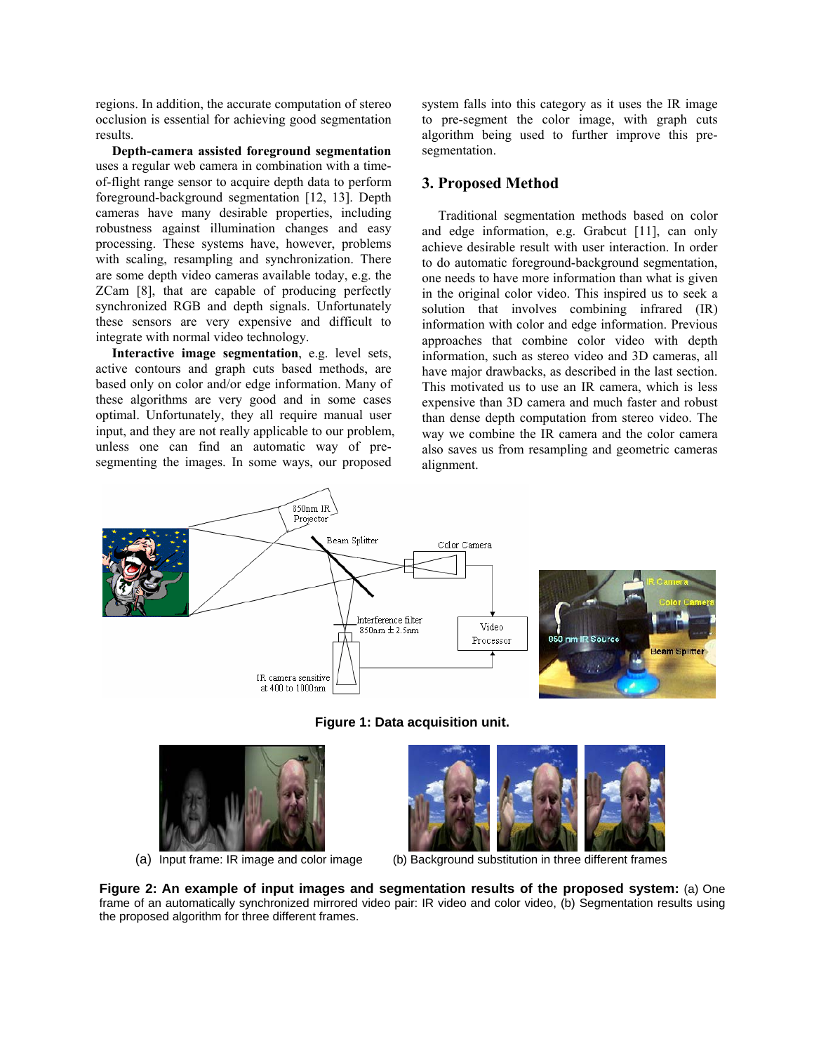regions. In addition, the accurate computation of stereo occlusion is essential for achieving good segmentation results.

**Depth-camera assisted foreground segmentation** uses a regular web camera in combination with a time-of-flight range sensor to acquire depth data to perform foreground-background segmentation [12, 13]. Depth cameras have many desirable properties, including robustness against illumination changes and easy processing. These systems have, however, problems with scaling, resampling and synchronization. There are some depth video cameras available today, e.g. the ZCam [8], that are capable of producing perfectly synchronized RGB and depth signals. Unfortunately these sensors are very expensive and difficult to integrate with normal video technology.

**Interactive image segmentation**, e.g. level sets, active contours and graph cuts based methods, are based only on color and/or edge information. Many of these algorithms are very good and in some cases optimal. Unfortunately, they all require manual user input, and they are not really applicable to our problem, unless one can find an automatic way of pre-segmenting the images. In some ways, our proposed system falls into this category as it uses the IR image to pre-segment the color image, with graph cuts algorithm being used to further improve this pre-segmentation.

## 3. Proposed Method

Traditional segmentation methods based on color and edge information, e.g. Grabcut [11], can only achieve desirable result with user interaction. In order to do automatic foreground-background segmentation, one needs to have more information than what is given in the original color video. This inspired us to seek a solution that involves combining infrared (IR) information with color and edge information. Previous approaches that combine color video with depth information, such as stereo video and 3D cameras, all have major drawbacks, as described in the last section. This motivated us to use an IR camera, which is less expensive than 3D camera and much faster and robust than dense depth computation from stereo video. The way we combine the IR camera and the color camera also saves us from resampling and geometric cameras alignment.

**Figure 1: Data acquisition unit.**

(a) Input frame: IR image and color image

(b) Background substitution in three different frames

**Figure 2: An example of input images and segmentation results of the proposed system:** (a) One frame of an automatically synchronized mirrored video pair: IR video and color video, (b) Segmentation results using the proposed algorithm for three different frames.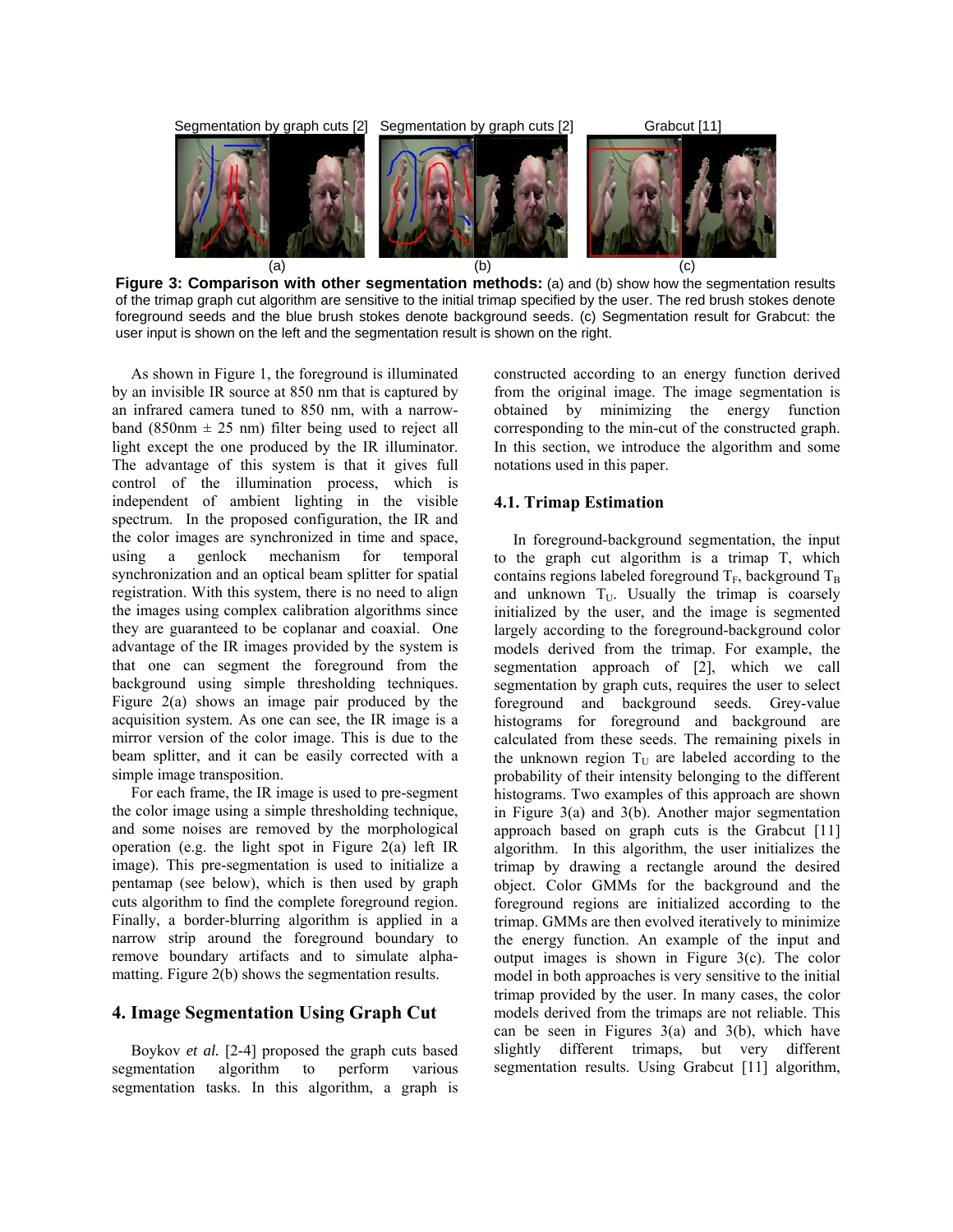Segmentation by graph cuts [2] Segmentation by graph cuts [2] Grabcut [11]

(a) (b) (c)

**Figure 3: Comparison with other segmentation methods:** (a) and (b) show how the segmentation results of the trimap graph cut algorithm are sensitive to the initial trimap specified by the user. The red brush stokes denote foreground seeds and the blue brush stokes denote background seeds. (c) Segmentation result for Grabcut: the user input is shown on the left and the segmentation result is shown on the right.

As shown in Figure 1, the foreground is illuminated by an invisible IR source at 850 nm that is captured by an infrared camera tuned to 850 nm, with a narrow-band (850nm ± 25 nm) filter being used to reject all light except the one produced by the IR illuminator. The advantage of this system is that it gives full control of the illumination process, which is independent of ambient lighting in the visible spectrum. In the proposed configuration, the IR and the color images are synchronized in time and space, using a genlock mechanism for temporal synchronization and an optical beam splitter for spatial registration. With this system, there is no need to align the images using complex calibration algorithms since they are guaranteed to be coplanar and coaxial. One advantage of the IR images provided by the system is that one can segment the foreground from the background using simple thresholding techniques. Figure 2(a) shows an image pair produced by the acquisition system. As one can see, the IR image is a mirror version of the color image. This is due to the beam splitter, and it can be easily corrected with a simple image transposition.

For each frame, the IR image is used to pre-segment the color image using a simple thresholding technique, and some noises are removed by the morphological operation (e.g. the light spot in Figure 2(a) left IR image). This pre-segmentation is used to initialize a pentamap (see below), which is then used by graph cuts algorithm to find the complete foreground region. Finally, a border-blurring algorithm is applied in a narrow strip around the foreground boundary to remove boundary artifacts and to simulate alpha-matting. Figure 2(b) shows the segmentation results.

## 4. Image Segmentation Using Graph Cut

Boykov *et al.* [2-4] proposed the graph cuts based segmentation algorithm to perform various segmentation tasks. In this algorithm, a graph is constructed according to an energy function derived from the original image. The image segmentation is obtained by minimizing the energy function corresponding to the min-cut of the constructed graph. In this section, we introduce the algorithm and some notations used in this paper.

### 4.1. Trimap Estimation

In foreground-background segmentation, the input to the graph cut algorithm is a trimap T, which contains regions labeled foreground $T_F$, background $T_B$ and unknown $T_U$. Usually the trimap is coarsely initialized by the user, and the image is segmented largely according to the foreground-background color models derived from the trimap. For example, the segmentation approach of [2], which we call segmentation by graph cuts, requires the user to select foreground and background seeds. Grey-value histograms for foreground and background are calculated from these seeds. The remaining pixels in the unknown region $T_U$ are labeled according to the probability of their intensity belonging to the different histograms. Two examples of this approach are shown in Figure 3(a) and 3(b). Another major segmentation approach based on graph cuts is the Grabcut [11] algorithm. In this algorithm, the user initializes the trimap by drawing a rectangle around the desired object. Color GMMs for the background and the foreground regions are initialized according to the trimap. GMMs are then evolved iteratively to minimize the energy function. An example of the input and output images is shown in Figure 3(c). The color model in both approaches is very sensitive to the initial trimap provided by the user. In many cases, the color models derived from the trimaps are not reliable. This can be seen in Figures 3(a) and 3(b), which have slightly different trimaps, but very different segmentation results. Using Grabcut [11] algorithm,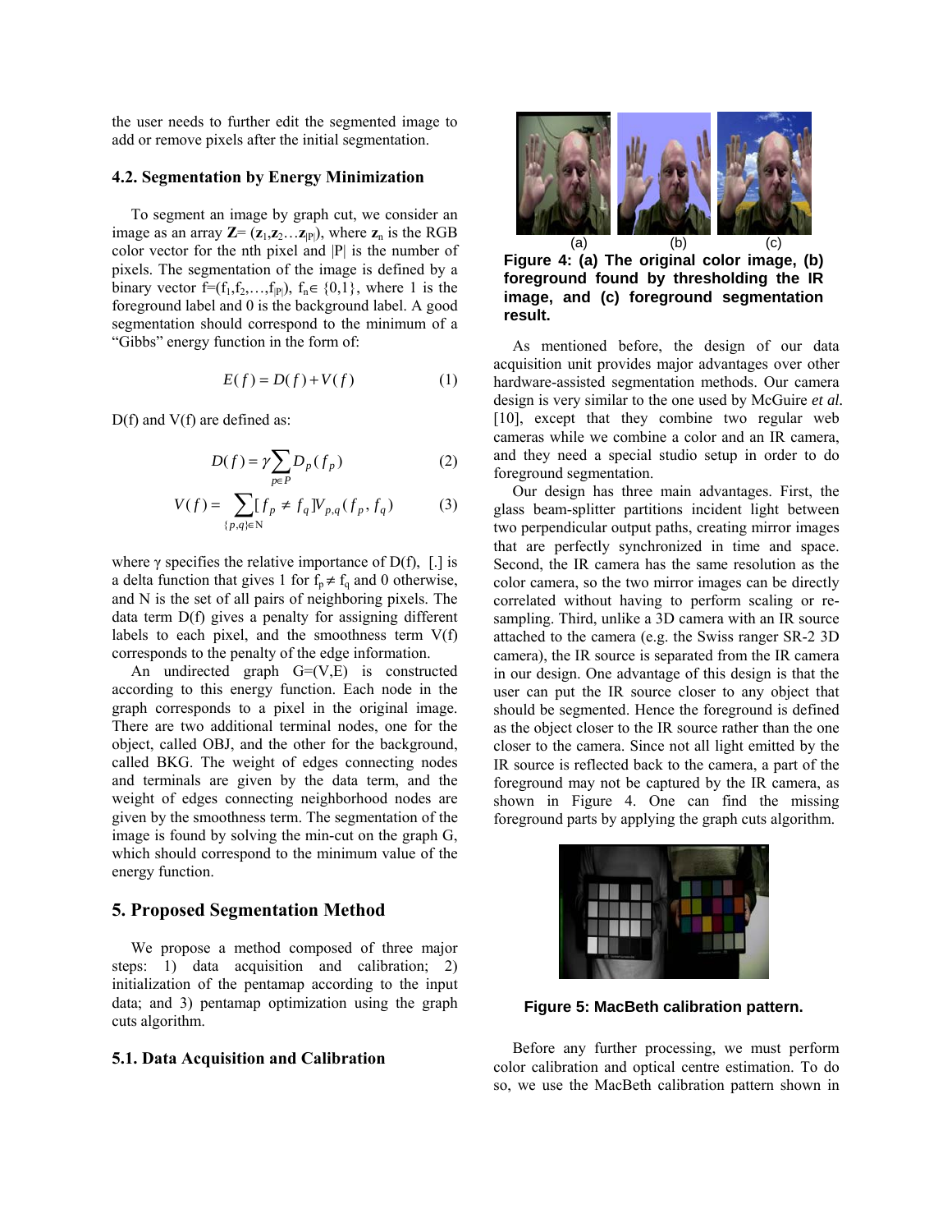the user needs to further edit the segmented image to add or remove pixels after the initial segmentation.

### 4.2. Segmentation by Energy Minimization

To segment an image by graph cut, we consider an image as an array $\mathbf{Z}=(\mathbf{z}_1,\mathbf{z}_2\ldots\mathbf{z}_{|P|})$, where $\mathbf{z}_n$ is the RGB color vector for the nth pixel and |P| is the number of pixels. The segmentation of the image is defined by a binary vector $f=(f_1,f_2,\ldots,f_{|P|})$, $f_n\in\{0,1\}$, where 1 is the foreground label and 0 is the background label. A good segmentation should correspond to the minimum of a "Gibbs" energy function in the form of:

$$E(f)=D(f)+V(f) \quad (1)$$

D(f) and V(f) are defined as:

$$D(f)=\gamma\sum_{p\in P}D_p(f_p) \quad (2)$$

$$V(f)=\sum_{\{p,q\}\in N}[f_p\neq f_q]V_{p,q}(f_p,f_q) \quad (3)$$

where γ specifies the relative importance of D(f), [.] is a delta function that gives 1 for $f_p\neq f_q$ and 0 otherwise, and N is the set of all pairs of neighboring pixels. The data term D(f) gives a penalty for assigning different labels to each pixel, and the smoothness term V(f) corresponds to the penalty of the edge information.

An undirected graph G=(V,E) is constructed according to this energy function. Each node in the graph corresponds to a pixel in the original image. There are two additional terminal nodes, one for the object, called OBJ, and the other for the background, called BKG. The weight of edges connecting nodes and terminals are given by the data term, and the weight of edges connecting neighborhood nodes are given by the smoothness term. The segmentation of the image is found by solving the min-cut on the graph G, which should correspond to the minimum value of the energy function.

## 5. Proposed Segmentation Method

We propose a method composed of three major steps: 1) data acquisition and calibration; 2) initialization of the pentamap according to the input data; and 3) pentamap optimization using the graph cuts algorithm.

### 5.1. Data Acquisition and Calibration

(a) (b) (c)

**Figure 4: (a) The original color image, (b) foreground found by thresholding the IR image, and (c) foreground segmentation result.**

As mentioned before, the design of our data acquisition unit provides major advantages over other hardware-assisted segmentation methods. Our camera design is very similar to the one used by McGuire *et al.* [10], except that they combine two regular web cameras while we combine a color and an IR camera, and they need a special studio setup in order to do foreground segmentation.

Our design has three main advantages. First, the glass beam-splitter partitions incident light between two perpendicular output paths, creating mirror images that are perfectly synchronized in time and space. Second, the IR camera has the same resolution as the color camera, so the two mirror images can be directly correlated without having to perform scaling or re-sampling. Third, unlike a 3D camera with an IR source attached to the camera (e.g. the Swiss ranger SR-2 3D camera), the IR source is separated from the IR camera in our design. One advantage of this design is that the user can put the IR source closer to any object that should be segmented. Hence the foreground is defined as the object closer to the IR source rather than the one closer to the camera. Since not all light emitted by the IR source is reflected back to the camera, a part of the foreground may not be captured by the IR camera, as shown in Figure 4. One can find the missing foreground parts by applying the graph cuts algorithm.

**Figure 5: MacBeth calibration pattern.**

Before any further processing, we must perform color calibration and optical centre estimation. To do so, we use the MacBeth calibration pattern shown in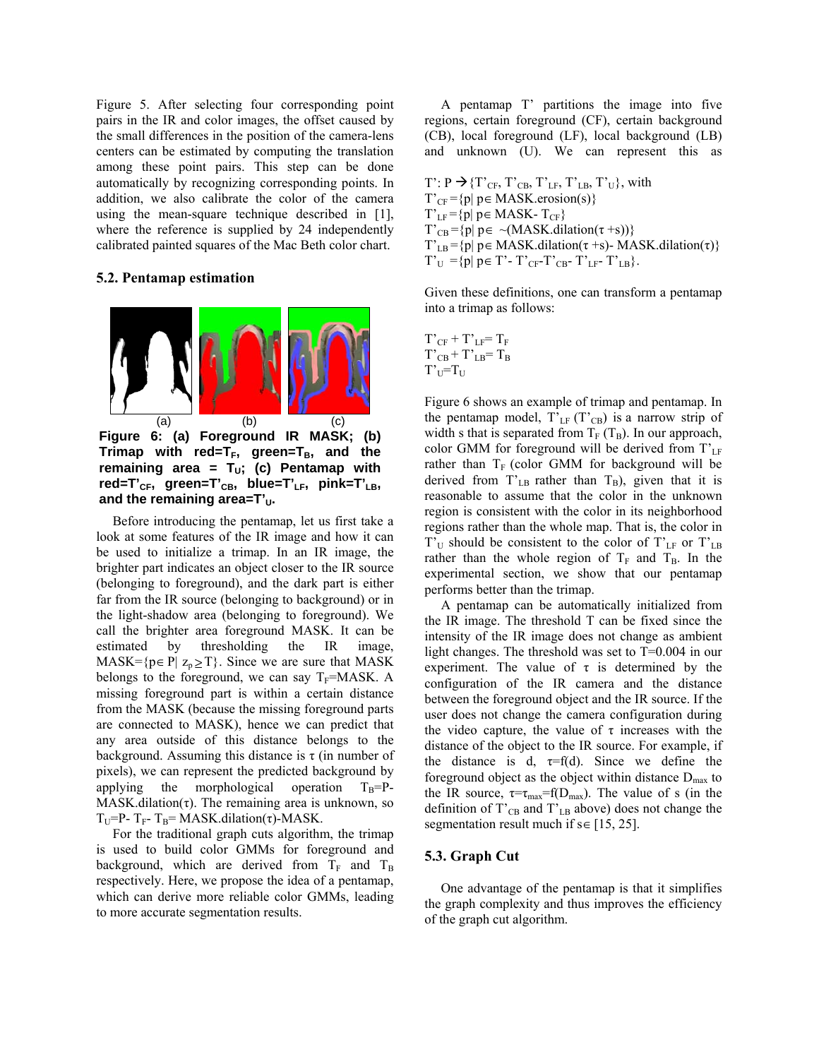Figure 5. After selecting four corresponding point pairs in the IR and color images, the offset caused by the small differences in the position of the camera-lens centers can be estimated by computing the translation among these point pairs. This step can be done automatically by recognizing corresponding points. In addition, we also calibrate the color of the camera using the mean-square technique described in [1], where the reference is supplied by 24 independently calibrated painted squares of the Mac Beth color chart.

### 5.2. Pentamap estimation

(a) (b) (c)

**Figure 6: (a) Foreground IR MASK; (b) Trimap with red=$T_F$, green=$T_B$, and the remaining area = $T_U$; (c) Pentamap with red=$T'_{CF}$, green=$T'_{CB}$, blue=$T'_{LF}$, pink=$T'_{LB}$, and the remaining area=$T'_U$.**

Before introducing the pentamap, let us first take a look at some features of the IR image and how it can be used to initialize a trimap. In an IR image, the brighter part indicates an object closer to the IR source (belonging to foreground), and the dark part is either far from the IR source (belonging to background) or in the light-shadow area (belonging to foreground). We call the brighter area foreground MASK. It can be estimated by thresholding the IR image, MASK=$\{p\in P|\ z_p \geq T\}$. Since we are sure that MASK belongs to the foreground, we can say $T_F$=MASK. A missing foreground part is within a certain distance from the MASK (because the missing foreground parts are connected to MASK), hence we can predict that any area outside of this distance belongs to the background. Assuming this distance is $\tau$ (in number of pixels), we can represent the predicted background by applying the morphological operation $T_B$=P-MASK.dilation($\tau$). The remaining area is unknown, so $T_U$=P- $T_F$- $T_B$= MASK.dilation($\tau$)-MASK.

For the traditional graph cuts algorithm, the trimap is used to build color GMMs for foreground and background, which are derived from $T_F$ and $T_B$ respectively. Here, we propose the idea of a pentamap, which can derive more reliable color GMMs, leading to more accurate segmentation results.

A pentamap T' partitions the image into five regions, certain foreground (CF), certain background (CB), local foreground (LF), local background (LB) and unknown (U). We can represent this as

$T'$: P $\rightarrow \{T'_{CF}, T'_{CB}, T'_{LF}, T'_{LB}, T'_U\}$, with
$T'_{CF}=\{p|\ p\in$ MASK.erosion(s)$\}$
$T'_{LF}=\{p|\ p\in$ MASK- $T_{CF}\}$
$T'_{CB}=\{p|\ p\in$ ~(MASK.dilation($\tau$ +s))$\}$
$T'_{LB}=\{p|\ p\in$ MASK.dilation($\tau$ +s)- MASK.dilation($\tau$)$\}$
$T'_U=\{p|\ p\in T'- T'_{CF}-T'_{CB}- T'_{LF}- T'_{LB}\}$.

Given these definitions, one can transform a pentamap into a trimap as follows:

$T'_{CF} + T'_{LF}= T_F$
$T'_{CB} + T'_{LB}= T_B$
$T'_U=T_U$

Figure 6 shows an example of trimap and pentamap. In the pentamap model, $T'_{LF}$ ($T'_{CB}$) is a narrow strip of width s that is separated from $T_F$ ($T_B$). In our approach, color GMM for foreground will be derived from $T'_{LF}$ rather than $T_F$ (color GMM for background will be derived from $T'_{LB}$ rather than $T_B$), given that it is reasonable to assume that the color in the unknown region is consistent with the color in its neighborhood regions rather than the whole map. That is, the color in $T'_U$ should be consistent to the color of $T'_{LF}$ or $T'_{LB}$ rather than the whole region of $T_F$ and $T_B$. In the experimental section, we show that our pentamap performs better than the trimap.

A pentamap can be automatically initialized from the IR image. The threshold T can be fixed since the intensity of the IR image does not change as ambient light changes. The threshold was set to T=0.004 in our experiment. The value of $\tau$ is determined by the configuration of the IR camera and the distance between the foreground object and the IR source. If the user does not change the camera configuration during the video capture, the value of $\tau$ increases with the distance of the object to the IR source. For example, if the distance is d, $\tau$=f(d). Since we define the foreground object as the object within distance $D_{max}$ to the IR source, $\tau=\tau_{max}$=f($D_{max}$). The value of s (in the definition of $T'_{CB}$ and $T'_{LB}$ above) does not change the segmentation result much if s$\in$ [15, 25].

### 5.3. Graph Cut

One advantage of the pentamap is that it simplifies the graph complexity and thus improves the efficiency of the graph cut algorithm.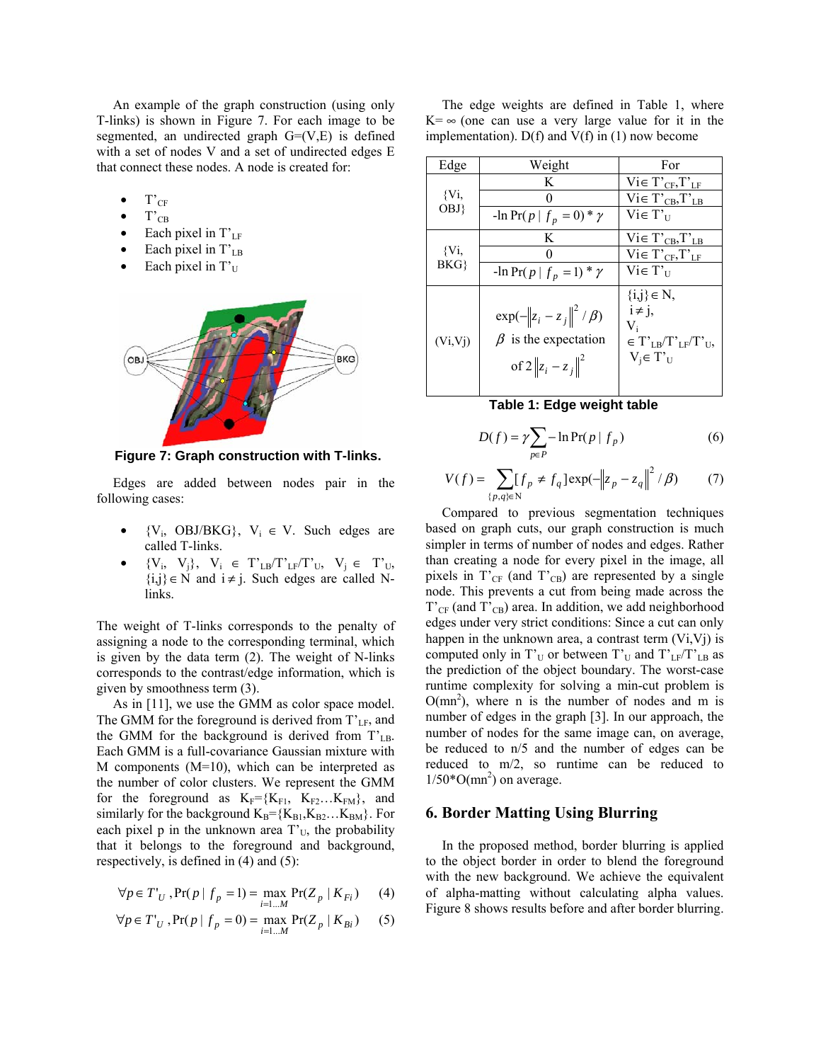An example of the graph construction (using only T-links) is shown in Figure 7. For each image to be segmented, an undirected graph G=(V,E) is defined with a set of nodes V and a set of undirected edges E that connect these nodes. A node is created for:

- $T'_{CF}$
- $T'_{CB}$
- Each pixel in $T'_{LF}$
- Each pixel in $T'_{LB}$
- Each pixel in $T'_{U}$

**Figure 7: Graph construction with T-links.**

Edges are added between nodes pair in the following cases:

- {$V_i$, OBJ/BKG}, $V_i \in V$. Such edges are called T-links.
- {$V_i$, $V_j$}, $V_i \in T'_{LB}/T'_{LF}/T'_{U}$, $V_j \in T'_{U}$, $\{i,j\} \in N$ and $i \neq j$. Such edges are called N-links.

The weight of T-links corresponds to the penalty of assigning a node to the corresponding terminal, which is given by the data term (2). The weight of N-links corresponds to the contrast/edge information, which is given by smoothness term (3).

As in [11], we use the GMM as color space model. The GMM for the foreground is derived from $T'_{LF}$, and the GMM for the background is derived from $T'_{LB}$. Each GMM is a full-covariance Gaussian mixture with M components (M=10), which can be interpreted as the number of color clusters. We represent the GMM for the foreground as $K_F=\{K_{F1}, K_{F2} \ldots K_{FM}\}$, and similarly for the background $K_B=\{K_{B1}, K_{B2} \ldots K_{BM}\}$. For each pixel p in the unknown area $T'_U$, the probability that it belongs to the foreground and background, respectively, is defined in (4) and (5):

$$\forall p \in T'_U, \Pr(p \mid f_p = 1) = \max_{i=1\ldots M} \Pr(Z_p \mid K_{Fi}) \qquad (4)$$

$$\forall p \in T'_U, \Pr(p \mid f_p = 0) = \max_{i=1\ldots M} \Pr(Z_p \mid K_{Bi}) \qquad (5)$$

The edge weights are defined in Table 1, where $K=\infty$ (one can use a very large value for it in the implementation). D(f) and V(f) in (1) now become

| Edge | Weight | For |
|---|---|---|
| {Vi, OBJ} | K | $V_i \in T'_{CF}, T'_{LF}$ |
| | 0 | $V_i \in T'_{CB}, T'_{LB}$ |
| | $-\ln \Pr(p \mid f_p = 0) * \gamma$ | $V_i \in T'_U$ |
| {Vi, BKG} | K | $V_i \in T'_{CB}, T'_{LB}$ |
| | 0 | $V_i \in T'_{CF}, T'_{LF}$ |
| | $-\ln \Pr(p \mid f_p = 1) * \gamma$ | $V_i \in T'_U$ |
| (Vi,Vj) | $\exp(-\lVert z_i - z_j \rVert^2 / \beta)$ $\beta$ is the expectation of $2\lVert z_i - z_j \rVert^2$ | $\{i,j\} \in N$, $i \neq j$, $V_i \in T'_{LB}/T'_{LF}/T'_U$, $V_j \in T'_U$ |

**Table 1: Edge weight table**

$$D(f) = \gamma \sum_{p \in P} -\ln \Pr(p \mid f_p) \qquad (6)$$

$$V(f) = \sum_{\{p,q\} \in N} [f_p \neq f_q] \exp(-\lVert z_p - z_q \rVert^2 / \beta) \qquad (7)$$

Compared to previous segmentation techniques based on graph cuts, our graph construction is much simpler in terms of number of nodes and edges. Rather than creating a node for every pixel in the image, all pixels in $T'_{CF}$ (and $T'_{CB}$) are represented by a single node. This prevents a cut from being made across the $T'_{CF}$ (and $T'_{CB}$) area. In addition, we add neighborhood edges under very strict conditions: Since a cut can only happen in the unknown area, a contrast term (Vi,Vj) is computed only in $T'_U$ or between $T'_U$ and $T'_{LF}/T'_{LB}$ as the prediction of the object boundary. The worst-case runtime complexity for solving a min-cut problem is $O(mn^2)$, where n is the number of nodes and m is number of edges in the graph [3]. In our approach, the number of nodes for the same image can, on average, be reduced to n/5 and the number of edges can be reduced to m/2, so runtime can be reduced to $1/50 * O(mn^2)$ on average.

## 6. Border Matting Using Blurring

In the proposed method, border blurring is applied to the object border in order to blend the foreground with the new background. We achieve the equivalent of alpha-matting without calculating alpha values. Figure 8 shows results before and after border blurring.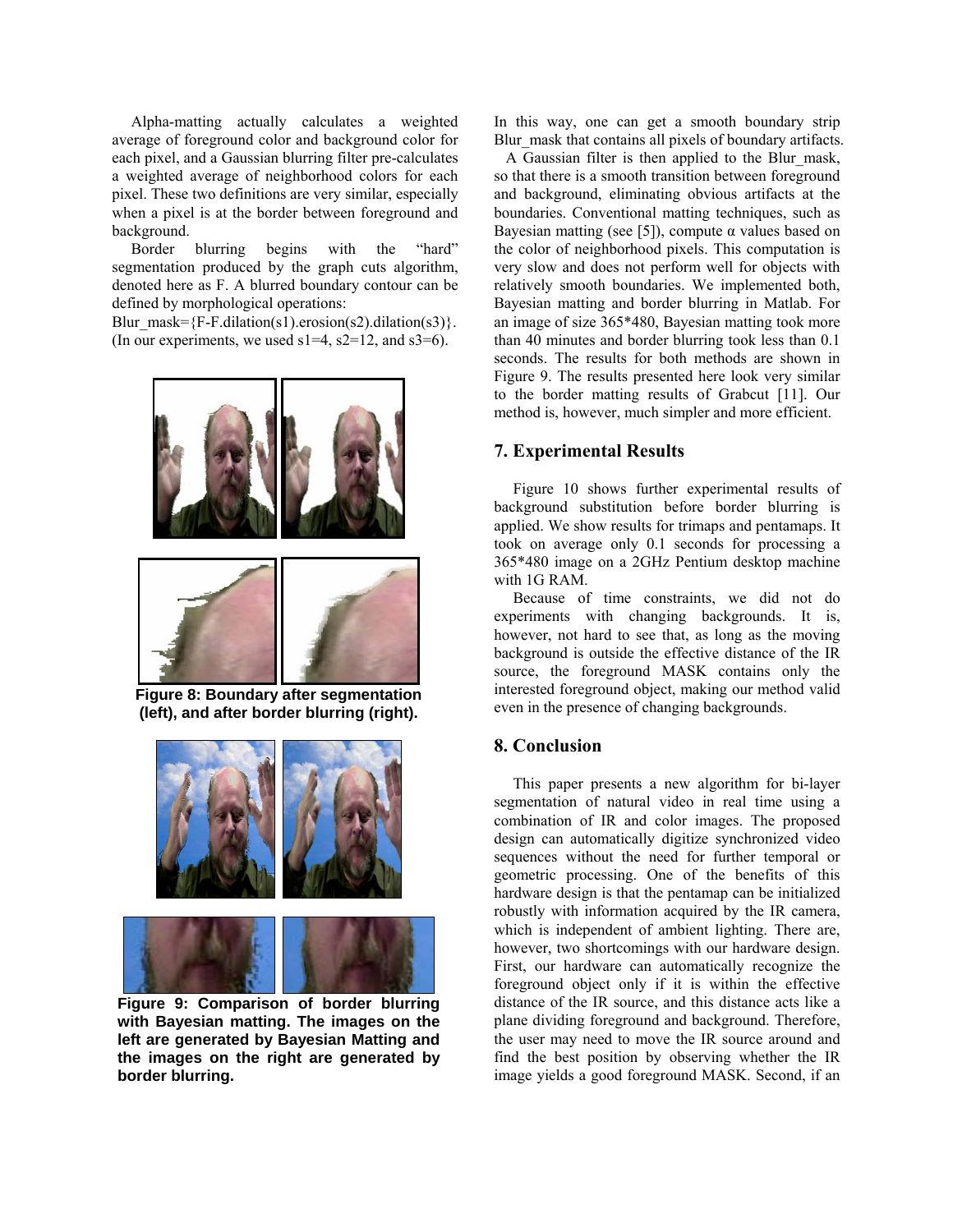Alpha-matting actually calculates a weighted average of foreground color and background color for each pixel, and a Gaussian blurring filter pre-calculates a weighted average of neighborhood colors for each pixel. These two definitions are very similar, especially when a pixel is at the border between foreground and background.

Border blurring begins with the "hard" segmentation produced by the graph cuts algorithm, denoted here as F. A blurred boundary contour can be defined by morphological operations:

Blur_mask={F-F.dilation(s1).erosion(s2).dilation(s3)}. (In our experiments, we used s1=4, s2=12, and s3=6).

**Figure 8: Boundary after segmentation (left), and after border blurring (right).**

**Figure 9: Comparison of border blurring with Bayesian matting. The images on the left are generated by Bayesian Matting and the images on the right are generated by border blurring.**

In this way, one can get a smooth boundary strip Blur_mask that contains all pixels of boundary artifacts.

A Gaussian filter is then applied to the Blur_mask, so that there is a smooth transition between foreground and background, eliminating obvious artifacts at the boundaries. Conventional matting techniques, such as Bayesian matting (see [5]), compute $\alpha$ values based on the color of neighborhood pixels. This computation is very slow and does not perform well for objects with relatively smooth boundaries. We implemented both, Bayesian matting and border blurring in Matlab. For an image of size 365*480, Bayesian matting took more than 40 minutes and border blurring took less than 0.1 seconds. The results for both methods are shown in Figure 9. The results presented here look very similar to the border matting results of Grabcut [11]. Our method is, however, much simpler and more efficient.

## 7. Experimental Results

Figure 10 shows further experimental results of background substitution before border blurring is applied. We show results for trimaps and pentamaps. It took on average only 0.1 seconds for processing a 365*480 image on a 2GHz Pentium desktop machine with 1G RAM.

Because of time constraints, we did not do experiments with changing backgrounds. It is, however, not hard to see that, as long as the moving background is outside the effective distance of the IR source, the foreground MASK contains only the interested foreground object, making our method valid even in the presence of changing backgrounds.

## 8. Conclusion

This paper presents a new algorithm for bi-layer segmentation of natural video in real time using a combination of IR and color images. The proposed design can automatically digitize synchronized video sequences without the need for further temporal or geometric processing. One of the benefits of this hardware design is that the pentamap can be initialized robustly with information acquired by the IR camera, which is independent of ambient lighting. There are, however, two shortcomings with our hardware design. First, our hardware can automatically recognize the foreground object only if it is within the effective distance of the IR source, and this distance acts like a plane dividing foreground and background. Therefore, the user may need to move the IR source around and find the best position by observing whether the IR image yields a good foreground MASK. Second, if an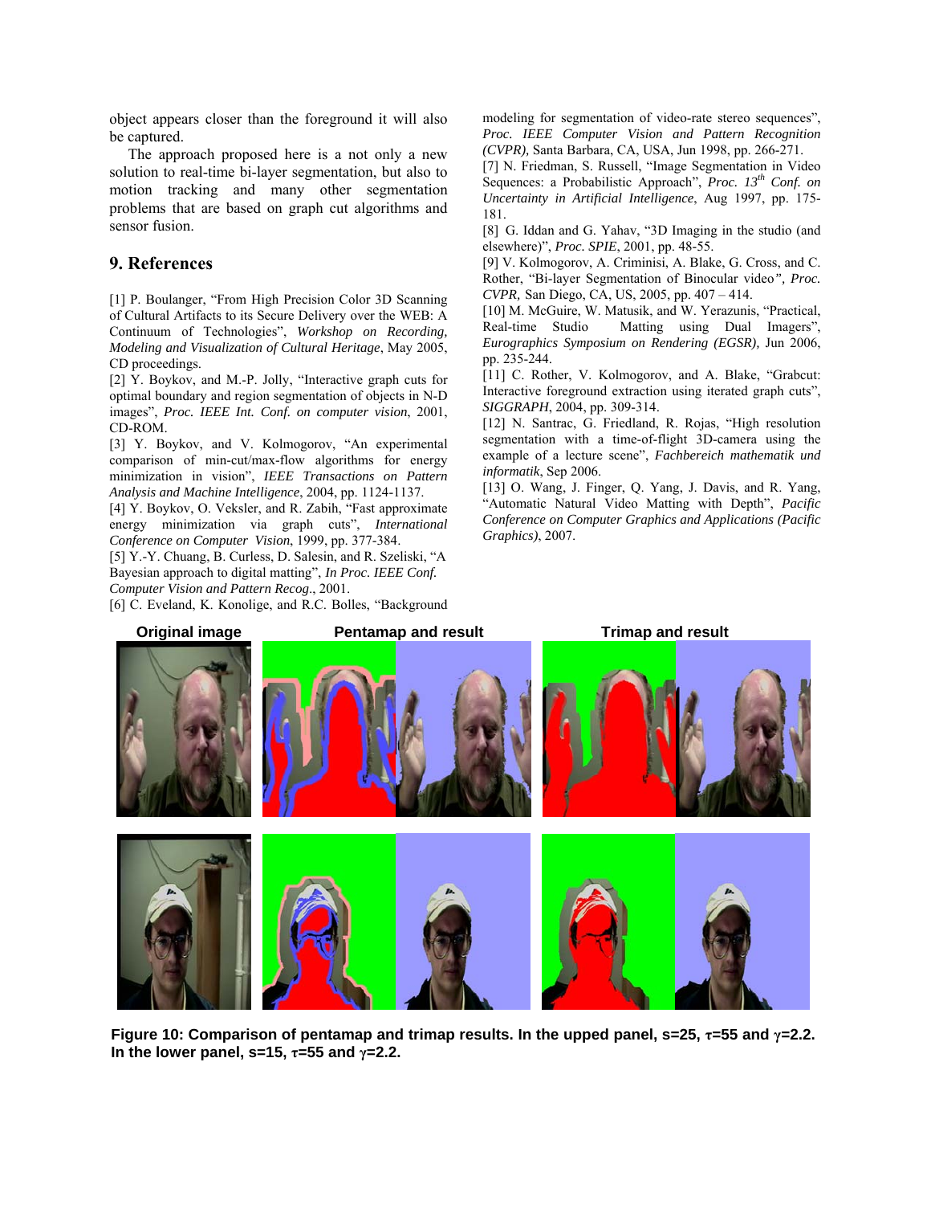object appears closer than the foreground it will also be captured.

The approach proposed here is a not only a new solution to real-time bi-layer segmentation, but also to motion tracking and many other segmentation problems that are based on graph cut algorithms and sensor fusion.

## 9. References

[1] P. Boulanger, "From High Precision Color 3D Scanning of Cultural Artifacts to its Secure Delivery over the WEB: A Continuum of Technologies", *Workshop on Recording, Modeling and Visualization of Cultural Heritage*, May 2005, CD proceedings.

[2] Y. Boykov, and M.-P. Jolly, "Interactive graph cuts for optimal boundary and region segmentation of objects in N-D images", *Proc. IEEE Int. Conf. on computer vision*, 2001, CD-ROM.

[3] Y. Boykov, and V. Kolmogorov, "An experimental comparison of min-cut/max-flow algorithms for energy minimization in vision", *IEEE Transactions on Pattern Analysis and Machine Intelligence*, 2004, pp. 1124-1137.

[4] Y. Boykov, O. Veksler, and R. Zabih, "Fast approximate energy minimization via graph cuts", *International Conference on Computer Vision*, 1999, pp. 377-384.

[5] Y.-Y. Chuang, B. Curless, D. Salesin, and R. Szeliski, "A Bayesian approach to digital matting", *In Proc. IEEE Conf. Computer Vision and Pattern Recog*., 2001.

[6] C. Eveland, K. Konolige, and R.C. Bolles, "Background modeling for segmentation of video-rate stereo sequences", *Proc. IEEE Computer Vision and Pattern Recognition (CVPR),* Santa Barbara, CA, USA, Jun 1998, pp. 266-271.

[7] N. Friedman, S. Russell, "Image Segmentation in Video Sequences: a Probabilistic Approach", *Proc. 13th Conf. on Uncertainty in Artificial Intelligence*, Aug 1997, pp. 175-181.

[8] G. Iddan and G. Yahav, "3D Imaging in the studio (and elsewhere)", *Proc. SPIE*, 2001, pp. 48-55.

[9] V. Kolmogorov, A. Criminisi, A. Blake, G. Cross, and C. Rother, "Bi-layer Segmentation of Binocular video*", Proc. CVPR,* San Diego, CA, US, 2005, pp. 407 – 414.

[10] M. McGuire, W. Matusik, and W. Yerazunis, "Practical, Real-time Studio Matting using Dual Imagers", *Eurographics Symposium on Rendering (EGSR),* Jun 2006, pp. 235-244.

[11] C. Rother, V. Kolmogorov, and A. Blake, "Grabcut: Interactive foreground extraction using iterated graph cuts", *SIGGRAPH*, 2004, pp. 309-314.

[12] N. Santrac, G. Friedland, R. Rojas, "High resolution segmentation with a time-of-flight 3D-camera using the example of a lecture scene", *Fachbereich mathematik und informatik*, Sep 2006.

[13] O. Wang, J. Finger, Q. Yang, J. Davis, and R. Yang, "Automatic Natural Video Matting with Depth", *Pacific Conference on Computer Graphics and Applications (Pacific Graphics)*, 2007.

Original image

Pentamap and result

Trimap and result

**Figure 10: Comparison of pentamap and trimap results. In the upped panel, s=25, $\tau$=55 and $\gamma$=2.2. In the lower panel, s=15, $\tau$=55 and $\gamma$=2.2.**